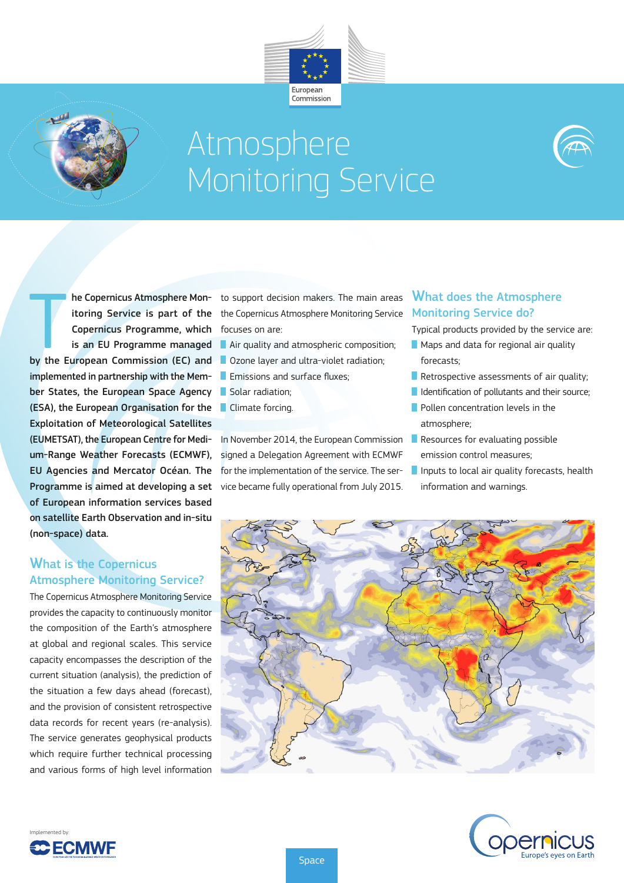# Atmosphere Monitoring Service

**The Copernicus Atmosphere Monitoring Service is part of the Copernicus Programme, which is an EU Programme managed by the European Commission (EC) and implemented in partnership with the Member States, the European Space Agency (ESA), the European Organisation for the Exploitation of Meteorological Satellites (EUMETSAT), the European Centre for Medium-Range Weather Forecasts (ECMWF), EU Agencies and Mercator Océan. The Programme is aimed at developing a set of European information services based on satellite Earth Observation and in-situ (non-space) data.**

## What is the Copernicus Atmosphere Monitoring Service?

The Copernicus Atmosphere Monitoring Service provides the capacity to continuously monitor the composition of the Earth's atmosphere at global and regional scales. This service capacity encompasses the description of the current situation (analysis), the prediction of the situation a few days ahead (forecast), and the provision of consistent retrospective data records for recent years (re-analysis). The service generates geophysical products which require further technical processing and various forms of high level information to support decision makers. The main areas the Copernicus Atmosphere Monitoring Service focuses on are:

- Air quality and atmospheric composition;
- Ozone layer and ultra-violet radiation;
- Emissions and surface fluxes;
- Solar radiation;
- Climate forcing.

In November 2014, the European Commission signed a Delegation Agreement with ECMWF for the implementation of the service. The service became fully operational from July 2015.

## What does the Atmosphere Monitoring Service do?

Typical products provided by the service are:

- Maps and data for regional air quality forecasts;
- Retrospective assessments of air quality;
- Identification of pollutants and their source;
- Pollen concentration levels in the atmosphere;
- Resources for evaluating possible emission control measures;
- Inputs to local air quality forecasts, health information and warnings.

Implemented by: ECMWF

Space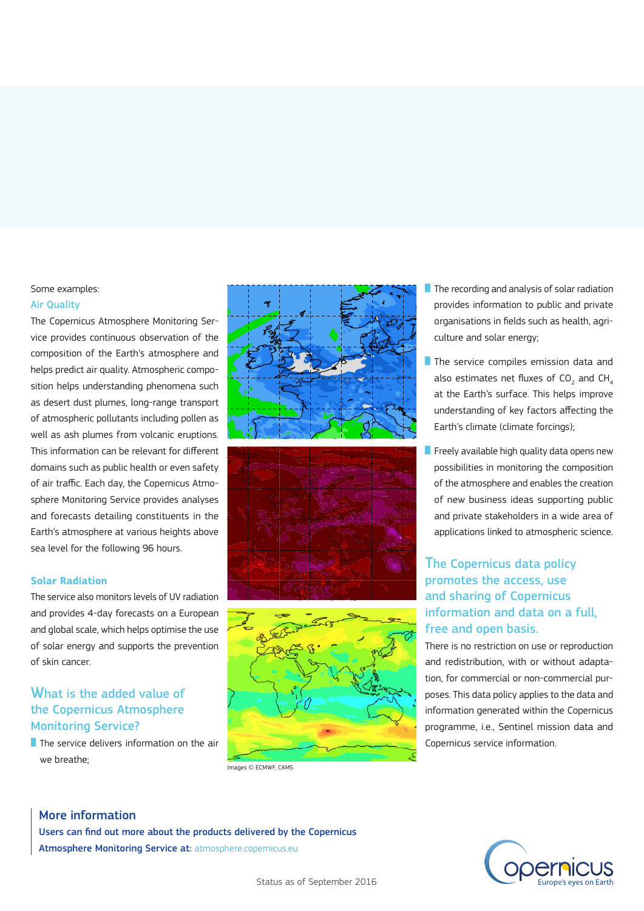Some examples:

### Air Quality

The Copernicus Atmosphere Monitoring Service provides continuous observation of the composition of the Earth's atmosphere and helps predict air quality. Atmospheric composition helps understanding phenomena such as desert dust plumes, long-range transport of atmospheric pollutants including pollen as well as ash plumes from volcanic eruptions. This information can be relevant for different domains such as public health or even safety of air traffic. Each day, the Copernicus Atmosphere Monitoring Service provides analyses and forecasts detailing constituents in the Earth's atmosphere at various heights above sea level for the following 96 hours.

### Solar Radiation

The service also monitors levels of UV radiation and provides 4-day forecasts on a European and global scale, which helps optimise the use of solar energy and supports the prevention of skin cancer.

## What is the added value of the Copernicus Atmosphere Monitoring Service?

- The service delivers information on the air we breathe;
- The recording and analysis of solar radiation provides information to public and private organisations in fields such as health, agriculture and solar energy;
- The service compiles emission data and also estimates net fluxes of $CO_2$ and $CH_4$ at the Earth's surface. This helps improve understanding of key factors affecting the Earth's climate (climate forcings);
- Freely available high quality data opens new possibilities in monitoring the composition of the atmosphere and enables the creation of new business ideas supporting public and private stakeholders in a wide area of applications linked to atmospheric science.

Images © ECMWF, CAMS

## The Copernicus data policy promotes the access, use and sharing of Copernicus information and data on a full, free and open basis.

There is no restriction on use or reproduction and redistribution, with or without adaptation, for commercial or non-commercial purposes. This data policy applies to the data and information generated within the Copernicus programme, i.e., Sentinel mission data and Copernicus service information.

## More information

**Users can find out more about the products delivered by the Copernicus Atmosphere Monitoring Service at:** atmosphere.copernicus.eu

Status as of September 2016